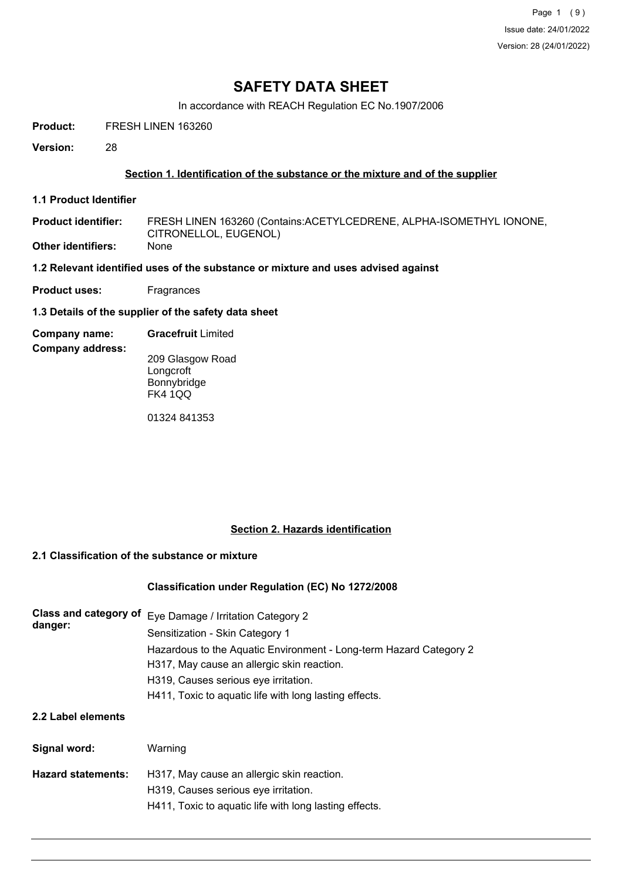# SAFETY DATA SHEET

In accordance with REACH Regulation EC No.1907/2006

**Product:** FRESH LINEN 163260

**Version:** 28

## Section 1. Identification of the substance or the mixture and of the supplier

### 1.1 Product Identifier

**Product identifier:** FRESH LINEN 163260 (Contains:ACETYLCEDRENE, ALPHA-ISOMETHYL IONONE, CITRONELLOL, EUGENOL)

**Other identifiers:** None

### 1.2 Relevant identified uses of the substance or mixture and uses advised against

**Product uses:** Fragrances

### 1.3 Details of the supplier of the safety data sheet

**Company name:** **Gracefruit** Limited

**Company address:**

209 Glasgow Road
Longcroft
Bonnybridge
FK4 1QQ

01324 841353

## Section 2. Hazards identification

### 2.1 Classification of the substance or mixture

**Classification under Regulation (EC) No 1272/2008**

**Class and category of danger:**

Eye Damage / Irritation Category 2
Sensitization - Skin Category 1
Hazardous to the Aquatic Environment - Long-term Hazard Category 2
H317, May cause an allergic skin reaction.
H319, Causes serious eye irritation.
H411, Toxic to aquatic life with long lasting effects.

### 2.2 Label elements

**Signal word:** Warning

**Hazard statements:**

H317, May cause an allergic skin reaction.
H319, Causes serious eye irritation.
H411, Toxic to aquatic life with long lasting effects.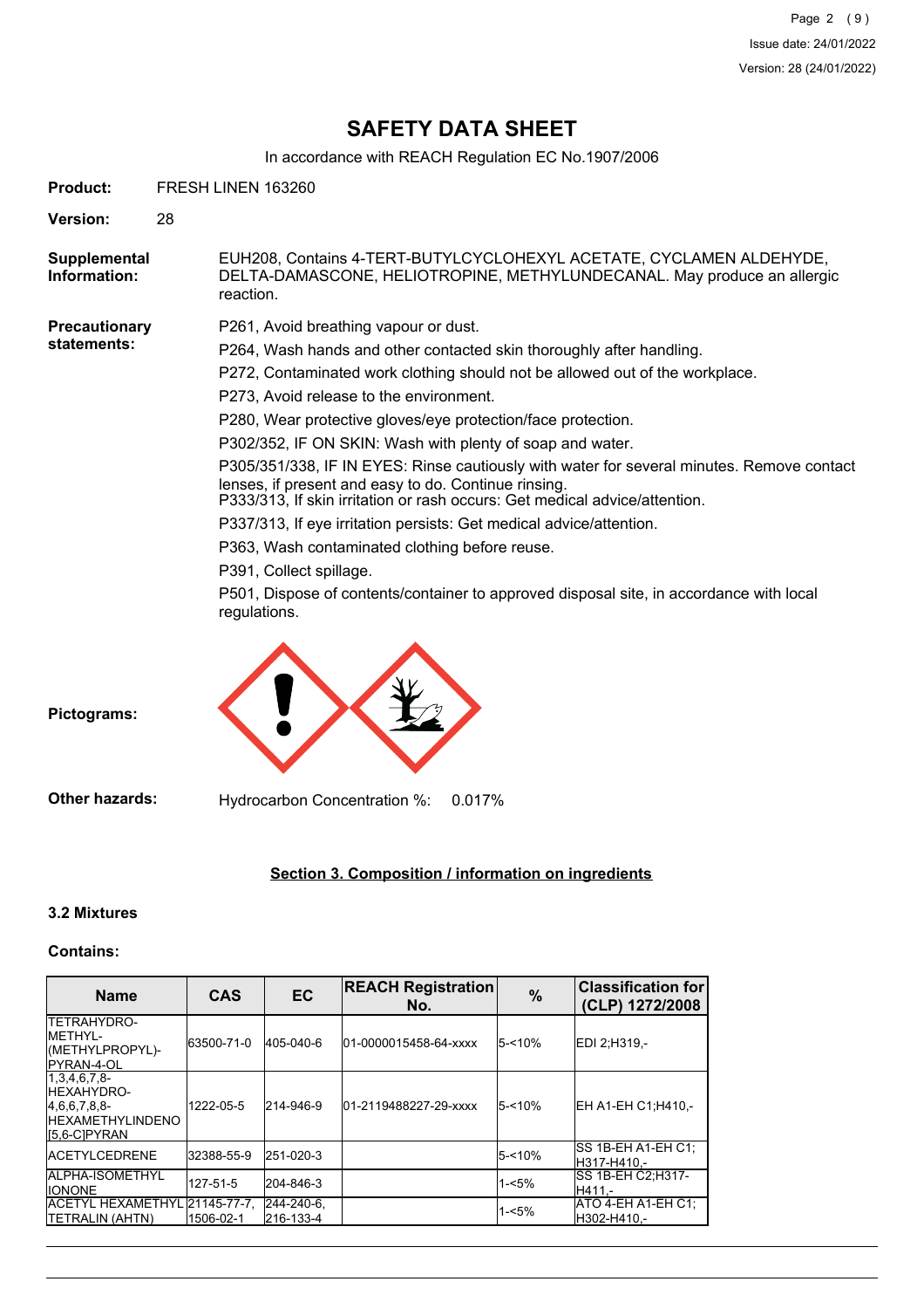# SAFETY DATA SHEET

In accordance with REACH Regulation EC No.1907/2006

**Product:** FRESH LINEN 163260

**Version:** 28

**Supplemental Information:** EUH208, Contains 4-TERT-BUTYLCYCLOHEXYL ACETATE, CYCLAMEN ALDEHYDE, DELTA-DAMASCONE, HELIOTROPINE, METHYLUNDECANAL. May produce an allergic reaction.

**Precautionary statements:**

P261, Avoid breathing vapour or dust.

P264, Wash hands and other contacted skin thoroughly after handling.

P272, Contaminated work clothing should not be allowed out of the workplace.

P273, Avoid release to the environment.

P280, Wear protective gloves/eye protection/face protection.

P302/352, IF ON SKIN: Wash with plenty of soap and water.

P305/351/338, IF IN EYES: Rinse cautiously with water for several minutes. Remove contact lenses, if present and easy to do. Continue rinsing.
P333/313, If skin irritation or rash occurs: Get medical advice/attention.

P337/313, If eye irritation persists: Get medical advice/attention.

P363, Wash contaminated clothing before reuse.

P391, Collect spillage.

P501, Dispose of contents/container to approved disposal site, in accordance with local regulations.

**Pictograms:**

**Other hazards:** Hydrocarbon Concentration %: 0.017%

## Section 3. Composition / information on ingredients

### 3.2 Mixtures

**Contains:**

| Name | CAS | EC | REACH Registration No. | % | Classification for (CLP) 1272/2008 |
|---|---|---|---|---|---|
| TETRAHYDRO-METHYL-(METHYLPROPYL)-PYRAN-4-OL | 63500-71-0 | 405-040-6 | 01-0000015458-64-xxxx | 5-<10% | EDI 2;H319,- |
| 1,3,4,6,7,8-HEXAHYDRO-4,6,6,7,8,8-HEXAMETHYLINDENO [5,6-C]PYRAN | 1222-05-5 | 214-946-9 | 01-2119488227-29-xxxx | 5-<10% | EH A1-EH C1;H410,- |
| ACETYLCEDRENE | 32388-55-9 | 251-020-3 | | 5-<10% | SS 1B-EH A1-EH C1;H317-H410,- |
| ALPHA-ISOMETHYL IONONE | 127-51-5 | 204-846-3 | | 1-<5% | SS 1B-EH C2;H317-H411,- |
| ACETYL HEXAMETHYL TETRALIN (AHTN) | 21145-77-7, 1506-02-1 | 244-240-6, 216-133-4 | | 1-<5% | ATO 4-EH A1-EH C1;H302-H410,- |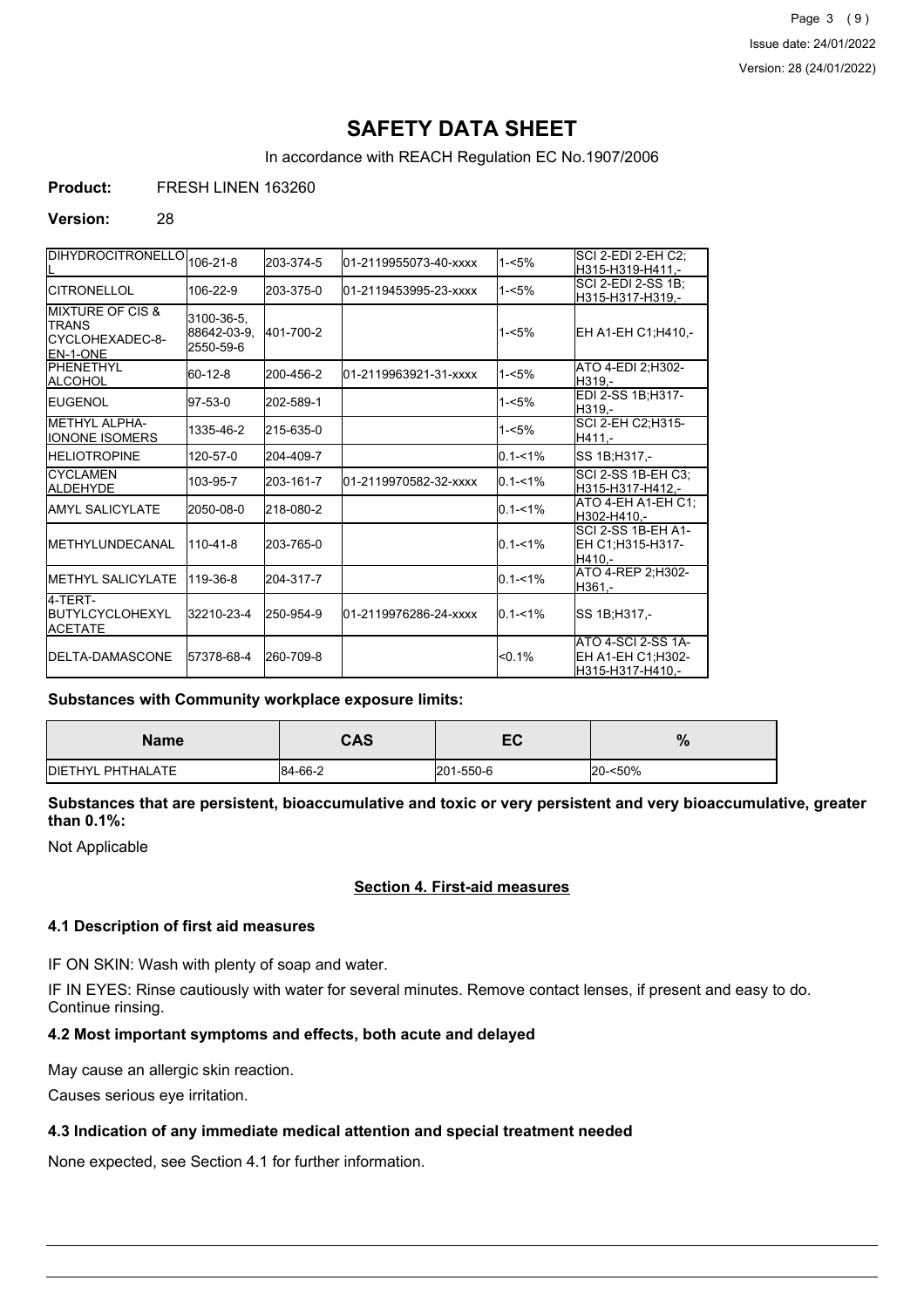# SAFETY DATA SHEET

In accordance with REACH Regulation EC No.1907/2006

**Product:** FRESH LINEN 163260

**Version:** 28

| | | | | | |
|---|---|---|---|---|---|
| DIHYDROCITRONELLOL | 106-21-8 | 203-374-5 | 01-2119955073-40-xxxx | 1-<5% | SCI 2-EDI 2-EH C2;H315-H319-H411,- |
| CITRONELLOL | 106-22-9 | 203-375-0 | 01-2119453995-23-xxxx | 1-<5% | SCI 2-EDI 2-SS 1B;H315-H317-H319,- |
| MIXTURE OF CIS & TRANS CYCLOHEXADEC-8-EN-1-ONE | 3100-36-5, 88642-03-9, 2550-59-6 | 401-700-2 | | 1-<5% | EH A1-EH C1;H410,- |
| PHENETHYL ALCOHOL | 60-12-8 | 200-456-2 | 01-2119963921-31-xxxx | 1-<5% | ATO 4-EDI 2;H302-H319,- |
| EUGENOL | 97-53-0 | 202-589-1 | | 1-<5% | EDI 2-SS 1B;H317-H319,- |
| METHYL ALPHA-IONONE ISOMERS | 1335-46-2 | 215-635-0 | | 1-<5% | SCI 2-EH C2;H315-H411,- |
| HELIOTROPINE | 120-57-0 | 204-409-7 | | 0.1-<1% | SS 1B;H317,- |
| CYCLAMEN ALDEHYDE | 103-95-7 | 203-161-7 | 01-2119970582-32-xxxx | 0.1-<1% | SCI 2-SS 1B-EH C3;H315-H317-H412,- |
| AMYL SALICYLATE | 2050-08-0 | 218-080-2 | | 0.1-<1% | ATO 4-EH A1-EH C1;H302-H410,- |
| METHYLUNDECANAL | 110-41-8 | 203-765-0 | | 0.1-<1% | SCI 2-SS 1B-EH A1-EH C1;H315-H317-H410,- |
| METHYL SALICYLATE | 119-36-8 | 204-317-7 | | 0.1-<1% | ATO 4-REP 2;H302-H361,- |
| 4-TERT-BUTYLCYCLOHEXYL ACETATE | 32210-23-4 | 250-954-9 | 01-2119976286-24-xxxx | 0.1-<1% | SS 1B;H317,- |
| DELTA-DAMASCONE | 57378-68-4 | 260-709-8 | | <0.1% | ATO 4-SCI 2-SS 1A-EH A1-EH C1;H302-H315-H317-H410,- |

**Substances with Community workplace exposure limits:**

| Name | CAS | EC | % |
|---|---|---|---|
| DIETHYL PHTHALATE | 84-66-2 | 201-550-6 | 20-<50% |

**Substances that are persistent, bioaccumulative and toxic or very persistent and very bioaccumulative, greater than 0.1%:**

Not Applicable

## Section 4. First-aid measures

### 4.1 Description of first aid measures

IF ON SKIN: Wash with plenty of soap and water.

IF IN EYES: Rinse cautiously with water for several minutes. Remove contact lenses, if present and easy to do. Continue rinsing.

### 4.2 Most important symptoms and effects, both acute and delayed

May cause an allergic skin reaction.

Causes serious eye irritation.

### 4.3 Indication of any immediate medical attention and special treatment needed

None expected, see Section 4.1 for further information.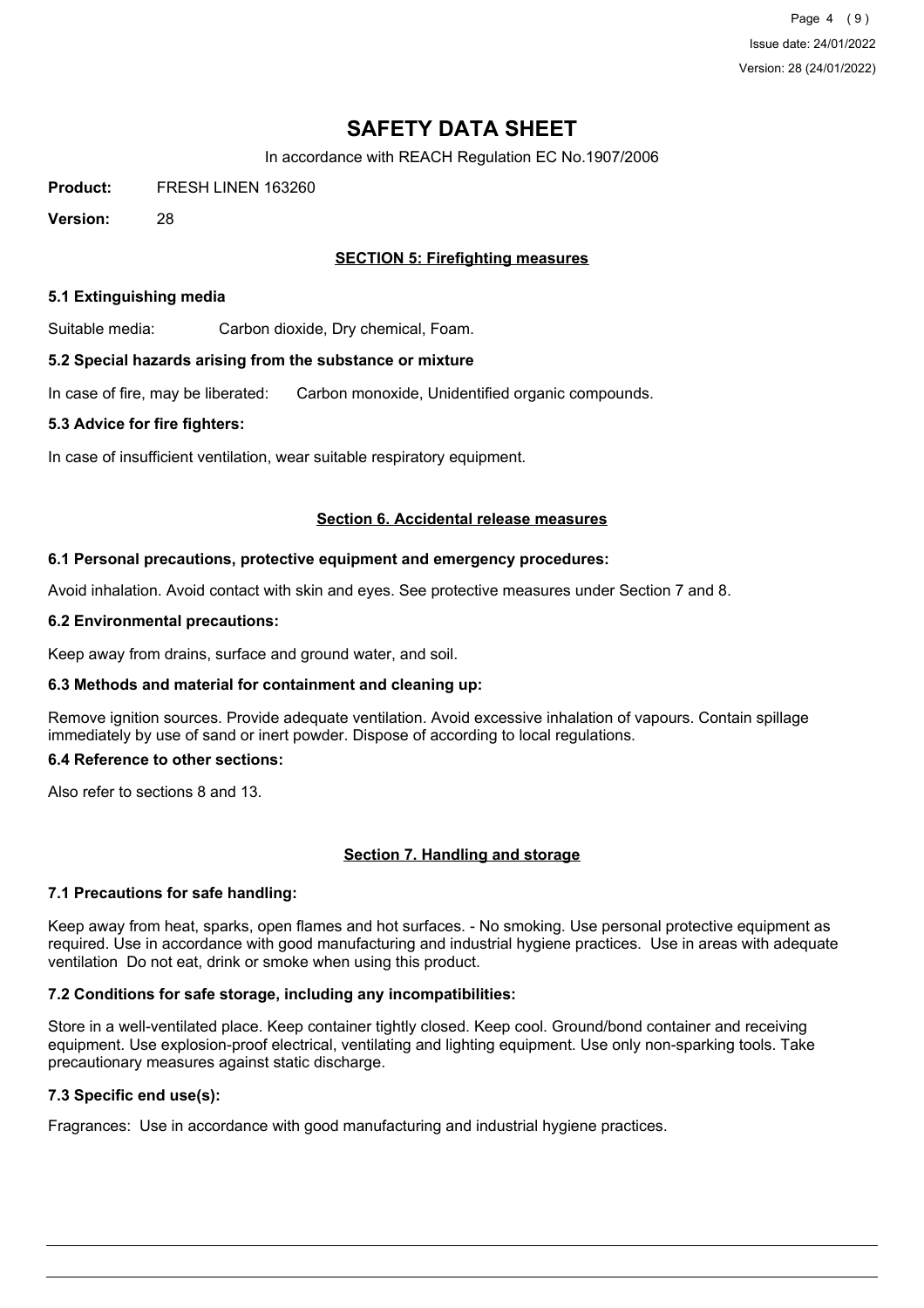# SAFETY DATA SHEET

In accordance with REACH Regulation EC No.1907/2006

**Product:** FRESH LINEN 163260

**Version:** 28

## SECTION 5: Firefighting measures

### 5.1 Extinguishing media

Suitable media: Carbon dioxide, Dry chemical, Foam.

### 5.2 Special hazards arising from the substance or mixture

In case of fire, may be liberated: Carbon monoxide, Unidentified organic compounds.

### 5.3 Advice for fire fighters:

In case of insufficient ventilation, wear suitable respiratory equipment.

## Section 6. Accidental release measures

### 6.1 Personal precautions, protective equipment and emergency procedures:

Avoid inhalation. Avoid contact with skin and eyes. See protective measures under Section 7 and 8.

### 6.2 Environmental precautions:

Keep away from drains, surface and ground water, and soil.

### 6.3 Methods and material for containment and cleaning up:

Remove ignition sources. Provide adequate ventilation. Avoid excessive inhalation of vapours. Contain spillage immediately by use of sand or inert powder. Dispose of according to local regulations.

### 6.4 Reference to other sections:

Also refer to sections 8 and 13.

## Section 7. Handling and storage

### 7.1 Precautions for safe handling:

Keep away from heat, sparks, open flames and hot surfaces. - No smoking. Use personal protective equipment as required. Use in accordance with good manufacturing and industrial hygiene practices. Use in areas with adequate ventilation Do not eat, drink or smoke when using this product.

### 7.2 Conditions for safe storage, including any incompatibilities:

Store in a well-ventilated place. Keep container tightly closed. Keep cool. Ground/bond container and receiving equipment. Use explosion-proof electrical, ventilating and lighting equipment. Use only non-sparking tools. Take precautionary measures against static discharge.

### 7.3 Specific end use(s):

Fragrances: Use in accordance with good manufacturing and industrial hygiene practices.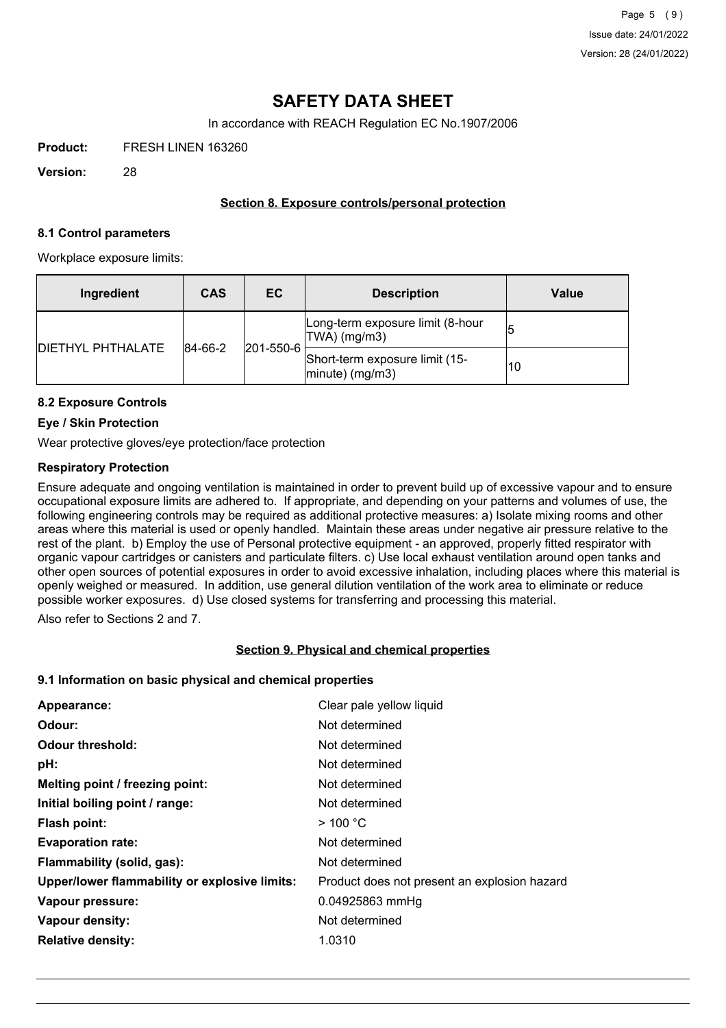# SAFETY DATA SHEET

In accordance with REACH Regulation EC No.1907/2006

**Product:** FRESH LINEN 163260

**Version:** 28

## Section 8. Exposure controls/personal protection

### 8.1 Control parameters

Workplace exposure limits:

| Ingredient | CAS | EC | Description | Value |
|---|---|---|---|---|
| DIETHYL PHTHALATE | 84-66-2 | 201-550-6 | Long-term exposure limit (8-hour TWA) (mg/m3) | 5 |
| | | | Short-term exposure limit (15-minute) (mg/m3) | 10 |

### 8.2 Exposure Controls

**Eye / Skin Protection**

Wear protective gloves/eye protection/face protection

**Respiratory Protection**

Ensure adequate and ongoing ventilation is maintained in order to prevent build up of excessive vapour and to ensure occupational exposure limits are adhered to. If appropriate, and depending on your patterns and volumes of use, the following engineering controls may be required as additional protective measures: a) Isolate mixing rooms and other areas where this material is used or openly handled. Maintain these areas under negative air pressure relative to the rest of the plant. b) Employ the use of Personal protective equipment - an approved, properly fitted respirator with organic vapour cartridges or canisters and particulate filters. c) Use local exhaust ventilation around open tanks and other open sources of potential exposures in order to avoid excessive inhalation, including places where this material is openly weighed or measured. In addition, use general dilution ventilation of the work area to eliminate or reduce possible worker exposures. d) Use closed systems for transferring and processing this material.

Also refer to Sections 2 and 7.

## Section 9. Physical and chemical properties

### 9.1 Information on basic physical and chemical properties

| | |
|---|---|
| **Appearance:** | Clear pale yellow liquid |
| **Odour:** | Not determined |
| **Odour threshold:** | Not determined |
| **pH:** | Not determined |
| **Melting point / freezing point:** | Not determined |
| **Initial boiling point / range:** | Not determined |
| **Flash point:** | > 100 °C |
| **Evaporation rate:** | Not determined |
| **Flammability (solid, gas):** | Not determined |
| **Upper/lower flammability or explosive limits:** | Product does not present an explosion hazard |
| **Vapour pressure:** | 0.04925863 mmHg |
| **Vapour density:** | Not determined |
| **Relative density:** | 1.0310 |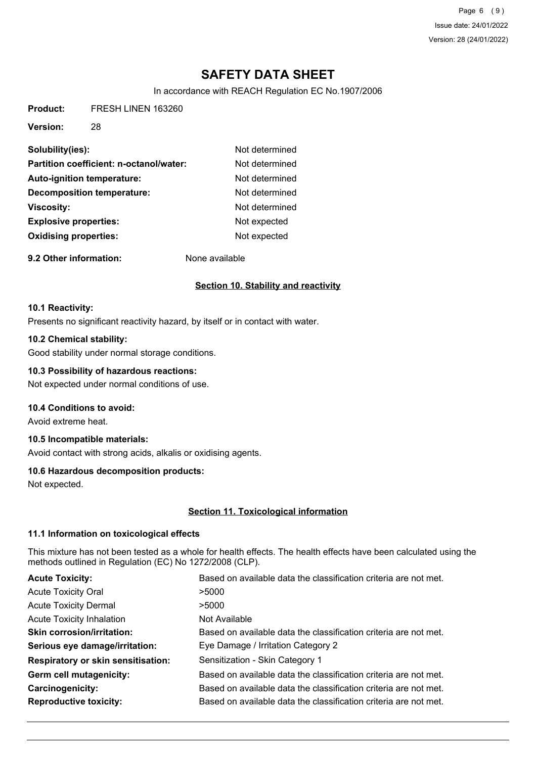# SAFETY DATA SHEET

In accordance with REACH Regulation EC No.1907/2006

**Product:** FRESH LINEN 163260

**Version:** 28

| | |
|---|---|
| **Solubility(ies):** | Not determined |
| **Partition coefficient: n-octanol/water:** | Not determined |
| **Auto-ignition temperature:** | Not determined |
| **Decomposition temperature:** | Not determined |
| **Viscosity:** | Not determined |
| **Explosive properties:** | Not expected |
| **Oxidising properties:** | Not expected |

**9.2 Other information:** None available

## Section 10. Stability and reactivity

**10.1 Reactivity:**

Presents no significant reactivity hazard, by itself or in contact with water.

**10.2 Chemical stability:**

Good stability under normal storage conditions.

**10.3 Possibility of hazardous reactions:**

Not expected under normal conditions of use.

**10.4 Conditions to avoid:**

Avoid extreme heat.

**10.5 Incompatible materials:**

Avoid contact with strong acids, alkalis or oxidising agents.

**10.6 Hazardous decomposition products:**

Not expected.

## Section 11. Toxicological information

**11.1 Information on toxicological effects**

This mixture has not been tested as a whole for health effects. The health effects have been calculated using the methods outlined in Regulation (EC) No 1272/2008 (CLP).

| | |
|---|---|
| **Acute Toxicity:** | Based on available data the classification criteria are not met. |
| Acute Toxicity Oral | >5000 |
| Acute Toxicity Dermal | >5000 |
| Acute Toxicity Inhalation | Not Available |
| **Skin corrosion/irritation:** | Based on available data the classification criteria are not met. |
| **Serious eye damage/irritation:** | Eye Damage / Irritation Category 2 |
| **Respiratory or skin sensitisation:** | Sensitization - Skin Category 1 |
| **Germ cell mutagenicity:** | Based on available data the classification criteria are not met. |
| **Carcinogenicity:** | Based on available data the classification criteria are not met. |
| **Reproductive toxicity:** | Based on available data the classification criteria are not met. |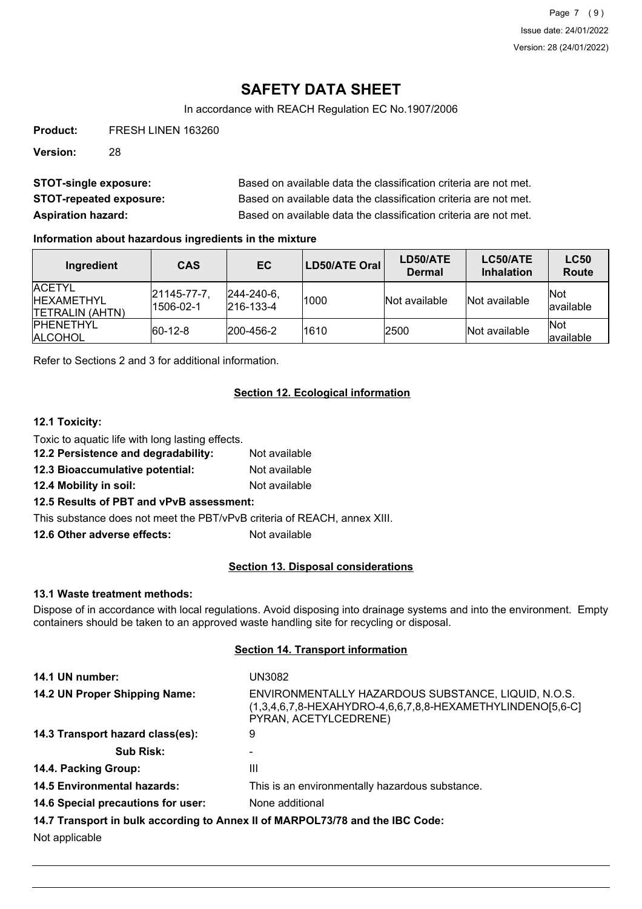# SAFETY DATA SHEET

In accordance with REACH Regulation EC No.1907/2006

**Product:** FRESH LINEN 163260

**Version:** 28

**STOT-single exposure:** Based on available data the classification criteria are not met.

**STOT-repeated exposure:** Based on available data the classification criteria are not met.

**Aspiration hazard:** Based on available data the classification criteria are not met.

**Information about hazardous ingredients in the mixture**

| Ingredient | CAS | EC | LD50/ATE Oral | LD50/ATE Dermal | LC50/ATE Inhalation | LC50 Route |
|---|---|---|---|---|---|---|
| ACETYL HEXAMETHYL TETRALIN (AHTN) | 21145-77-7, 1506-02-1 | 244-240-6, 216-133-4 | 1000 | Not available | Not available | Not available |
| PHENETHYL ALCOHOL | 60-12-8 | 200-456-2 | 1610 | 2500 | Not available | Not available |

Refer to Sections 2 and 3 for additional information.

## Section 12. Ecological information

**12.1 Toxicity:**

Toxic to aquatic life with long lasting effects.

**12.2 Persistence and degradability:** Not available

**12.3 Bioaccumulative potential:** Not available

**12.4 Mobility in soil:** Not available

**12.5 Results of PBT and vPvB assessment:**

This substance does not meet the PBT/vPvB criteria of REACH, annex XIII.

**12.6 Other adverse effects:** Not available

## Section 13. Disposal considerations

**13.1 Waste treatment methods:**

Dispose of in accordance with local regulations. Avoid disposing into drainage systems and into the environment. Empty containers should be taken to an approved waste handling site for recycling or disposal.

## Section 14. Transport information

**14.1 UN number:** UN3082

**14.2 UN Proper Shipping Name:** ENVIRONMENTALLY HAZARDOUS SUBSTANCE, LIQUID, N.O.S. (1,3,4,6,7,8-HEXAHYDRO-4,6,6,7,8,8-HEXAMETHYLINDENO[5,6-C] PYRAN, ACETYLCEDRENE)

**14.3 Transport hazard class(es):** 9

**Sub Risk:** -

**14.4. Packing Group:** III

**14.5 Environmental hazards:** This is an environmentally hazardous substance.

**14.6 Special precautions for user:** None additional

**14.7 Transport in bulk according to Annex II of MARPOL73/78 and the IBC Code:**

Not applicable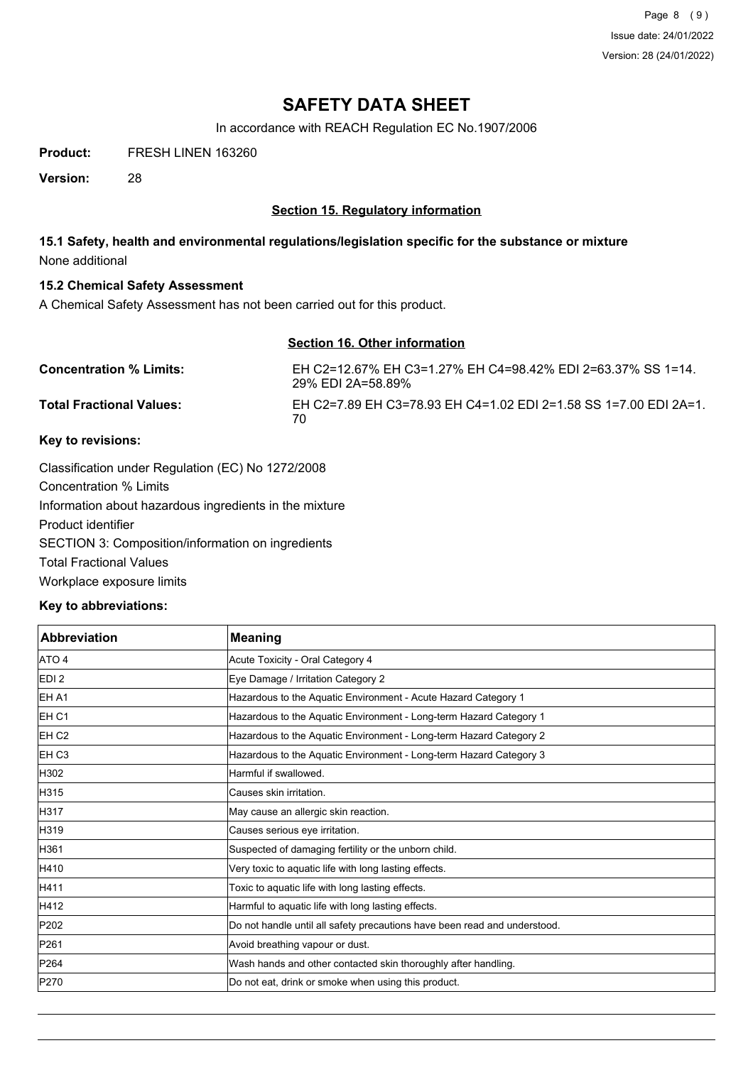# SAFETY DATA SHEET

In accordance with REACH Regulation EC No.1907/2006

**Product:** FRESH LINEN 163260

**Version:** 28

## Section 15. Regulatory information

### 15.1 Safety, health and environmental regulations/legislation specific for the substance or mixture

None additional

### 15.2 Chemical Safety Assessment

A Chemical Safety Assessment has not been carried out for this product.

## Section 16. Other information

**Concentration % Limits:** EH C2=12.67% EH C3=1.27% EH C4=98.42% EDI 2=63.37% SS 1=14.29% EDI 2A=58.89%

**Total Fractional Values:** EH C2=7.89 EH C3=78.93 EH C4=1.02 EDI 2=1.58 SS 1=7.00 EDI 2A=1.70

### Key to revisions:

Classification under Regulation (EC) No 1272/2008
Concentration % Limits
Information about hazardous ingredients in the mixture
Product identifier
SECTION 3: Composition/information on ingredients
Total Fractional Values
Workplace exposure limits

### Key to abbreviations:

| Abbreviation | Meaning |
|---|---|
| ATO 4 | Acute Toxicity - Oral Category 4 |
| EDI 2 | Eye Damage / Irritation Category 2 |
| EH A1 | Hazardous to the Aquatic Environment - Acute Hazard Category 1 |
| EH C1 | Hazardous to the Aquatic Environment - Long-term Hazard Category 1 |
| EH C2 | Hazardous to the Aquatic Environment - Long-term Hazard Category 2 |
| EH C3 | Hazardous to the Aquatic Environment - Long-term Hazard Category 3 |
| H302 | Harmful if swallowed. |
| H315 | Causes skin irritation. |
| H317 | May cause an allergic skin reaction. |
| H319 | Causes serious eye irritation. |
| H361 | Suspected of damaging fertility or the unborn child. |
| H410 | Very toxic to aquatic life with long lasting effects. |
| H411 | Toxic to aquatic life with long lasting effects. |
| H412 | Harmful to aquatic life with long lasting effects. |
| P202 | Do not handle until all safety precautions have been read and understood. |
| P261 | Avoid breathing vapour or dust. |
| P264 | Wash hands and other contacted skin thoroughly after handling. |
| P270 | Do not eat, drink or smoke when using this product. |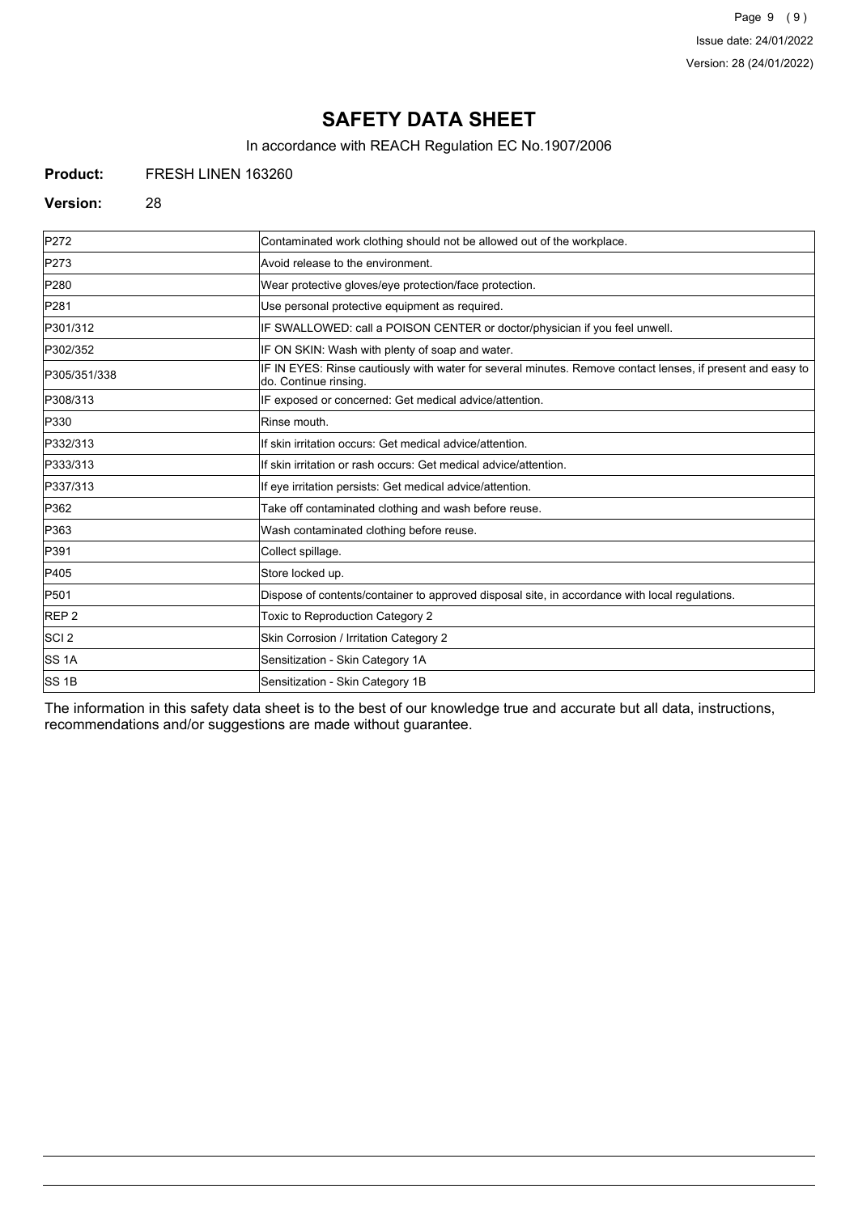# SAFETY DATA SHEET

In accordance with REACH Regulation EC No.1907/2006

**Product:** FRESH LINEN 163260

**Version:** 28

| | |
|---|---|
| P272 | Contaminated work clothing should not be allowed out of the workplace. |
| P273 | Avoid release to the environment. |
| P280 | Wear protective gloves/eye protection/face protection. |
| P281 | Use personal protective equipment as required. |
| P301/312 | IF SWALLOWED: call a POISON CENTER or doctor/physician if you feel unwell. |
| P302/352 | IF ON SKIN: Wash with plenty of soap and water. |
| P305/351/338 | IF IN EYES: Rinse cautiously with water for several minutes. Remove contact lenses, if present and easy to do. Continue rinsing. |
| P308/313 | IF exposed or concerned: Get medical advice/attention. |
| P330 | Rinse mouth. |
| P332/313 | If skin irritation occurs: Get medical advice/attention. |
| P333/313 | If skin irritation or rash occurs: Get medical advice/attention. |
| P337/313 | If eye irritation persists: Get medical advice/attention. |
| P362 | Take off contaminated clothing and wash before reuse. |
| P363 | Wash contaminated clothing before reuse. |
| P391 | Collect spillage. |
| P405 | Store locked up. |
| P501 | Dispose of contents/container to approved disposal site, in accordance with local regulations. |
| REP 2 | Toxic to Reproduction Category 2 |
| SCI 2 | Skin Corrosion / Irritation Category 2 |
| SS 1A | Sensitization - Skin Category 1A |
| SS 1B | Sensitization - Skin Category 1B |

The information in this safety data sheet is to the best of our knowledge true and accurate but all data, instructions, recommendations and/or suggestions are made without guarantee.